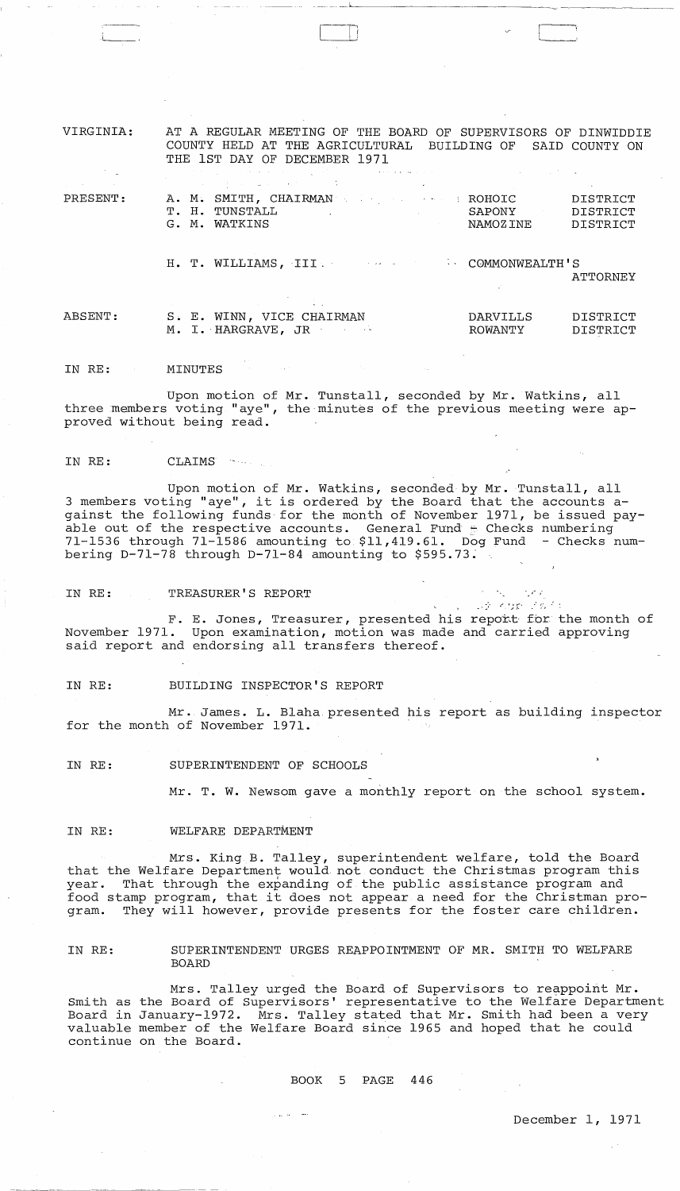VIRGINIA: AT A REGULAR MEETING OF THE BOARD OF SUPERVISORS OF DINWIDDIE COUNTY HELD AT THE AGRICULTURAL BUILDING OF SAID COUNTY ON THE 1ST DAY OF DECEMBER 1971

| | | |
|---|---|---|
| PRESENT: | A. M. SMITH, CHAIRMAN | ROHOIC DISTRICT |
| | T. H. TUNSTALL | SAPONY DISTRICT |
| | G. M. WATKINS | NAMOZINE DISTRICT |
| | H. T. WILLIAMS, III | COMMONWEALTH'S ATTORNEY |
| ABSENT: | S. E. WINN, VICE CHAIRMAN | DARVILLS DISTRICT |
| | M. I. HARGRAVE, JR | ROWANTY DISTRICT |

IN RE: MINUTES

Upon motion of Mr. Tunstall, seconded by Mr. Watkins, all three members voting "aye", the minutes of the previous meeting were approved without being read.

IN RE: CLAIMS

Upon motion of Mr. Watkins, seconded by Mr. Tunstall, all 3 members voting "aye", it is ordered by the Board that the accounts against the following funds for the month of November 1971, be issued payable out of the respective accounts. General Fund - Checks numbering 71-1536 through 71-1586 amounting to $11,419.61. Dog Fund - Checks numbering D-71-78 through D-71-84 amounting to $595.73.

IN RE: TREASURER'S REPORT

F. E. Jones, Treasurer, presented his report for the month of November 1971. Upon examination, motion was made and carried approving said report and endorsing all transfers thereof.

IN RE: BUILDING INSPECTOR'S REPORT

Mr. James. L. Blaha presented his report as building inspector for the month of November 1971.

IN RE: SUPERINTENDENT OF SCHOOLS

Mr. T. W. Newsom gave a monthly report on the school system.

IN RE: WELFARE DEPARTMENT

Mrs. King B. Talley, superintendent welfare, told the Board that the Welfare Department would not conduct the Christmas program this year. That through the expanding of the public assistance program and food stamp program, that it does not appear a need for the Christman program. They will however, provide presents for the foster care children.

IN RE: SUPERINTENDENT URGES REAPPOINTMENT OF MR. SMITH TO WELFARE BOARD

Mrs. Talley urged the Board of Supervisors to reappoint Mr. Smith as the Board of Supervisors' representative to the Welfare Department Board in January-1972. Mrs. Talley stated that Mr. Smith had been a very valuable member of the Welfare Board since 1965 and hoped that he could continue on the Board.

BOOK 5 PAGE 446

December 1, 1971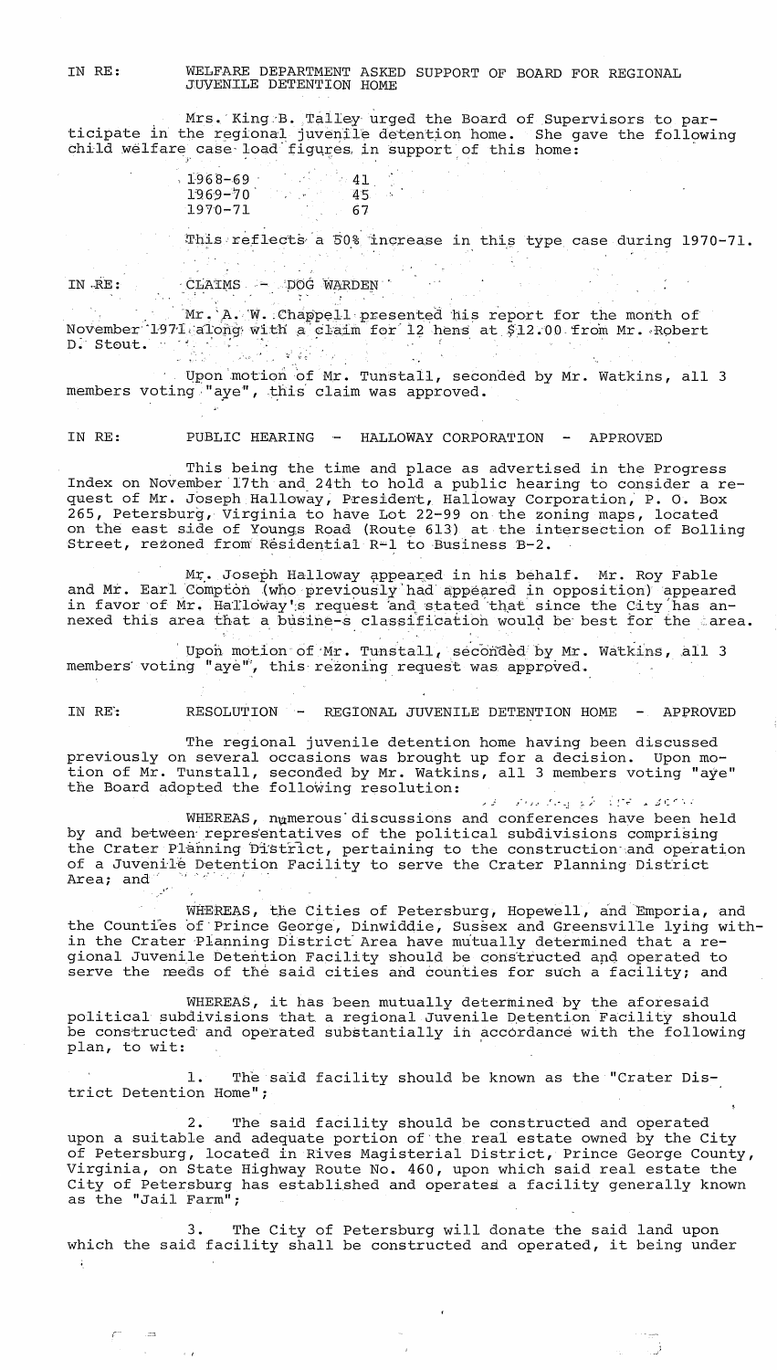IN RE: WELFARE DEPARTMENT ASKED SUPPORT OF BOARD FOR REGIONAL JUVENILE DETENTION HOME

Mrs. King B. Talley urged the Board of Supervisors to participate in the regional juvenile detention home. She gave the following child welfare case load figures in support of this home:

| | |
|---|---|
| 1968-69 | 41 |
| 1969-70 | 45 |
| 1970-71 | 67 |

This reflects a 50% increase in this type case during 1970-71.

IN RE: CLAIMS - DOG WARDEN

Mr. A. W. Chappell presented his report for the month of November 1971 along with a claim for 12 hens at $12.00 from Mr. Robert D. Stout.

Upon motion of Mr. Tunstall, seconded by Mr. Watkins, all 3 members voting "aye", this claim was approved.

IN RE: PUBLIC HEARING - HALLOWAY CORPORATION - APPROVED

This being the time and place as advertised in the Progress Index on November 17th and 24th to hold a public hearing to consider a request of Mr. Joseph Halloway, President, Halloway Corporation, P. O. Box 265, Petersburg, Virginia to have Lot 22-99 on the zoning maps, located on the east side of Youngs Road (Route 613) at the intersection of Bolling Street, rezoned from Residential R-1 to Business B-2.

Mr. Joseph Halloway appeared in his behalf. Mr. Roy Fable and Mr. Earl Compton (who previously had appeared in opposition) appeared in favor of Mr. Halloway's request and stated that since the City has annexed this area that a busine-s classification would be best for the area.

Upon motion of Mr. Tunstall, seconded by Mr. Watkins, all 3 members voting "aye", this rezoning request was approved.

IN RE: RESOLUTION - REGIONAL JUVENILE DETENTION HOME - APPROVED

The regional juvenile detention home having been discussed previously on several occasions was brought up for a decision. Upon motion of Mr. Tunstall, seconded by Mr. Watkins, all 3 members voting "aye" the Board adopted the following resolution:

WHEREAS, numerous discussions and conferences have been held by and between representatives of the political subdivisions comprising the Crater Planning District, pertaining to the construction and operation of a Juvenile Detention Facility to serve the Crater Planning District Area; and

WHEREAS, the Cities of Petersburg, Hopewell, and Emporia, and the Counties of Prince George, Dinwiddie, Sussex and Greensville lying within the Crater Planning District Area have mutually determined that a regional Juvenile Detention Facility should be constructed and operated to serve the needs of the said cities and counties for such a facility; and

WHEREAS, it has been mutually determined by the aforesaid political subdivisions that a regional Juvenile Detention Facility should be constructed and operated substantially in accordance with the following plan, to wit:

1. The said facility should be known as the "Crater District Detention Home";

2. The said facility should be constructed and operated upon a suitable and adequate portion of the real estate owned by the City of Petersburg, located in Rives Magisterial District, Prince George County, Virginia, on State Highway Route No. 460, upon which said real estate the City of Petersburg has established and operates a facility generally known as the "Jail Farm";

3. The City of Petersburg will donate the said land upon which the said facility shall be constructed and operated, it being under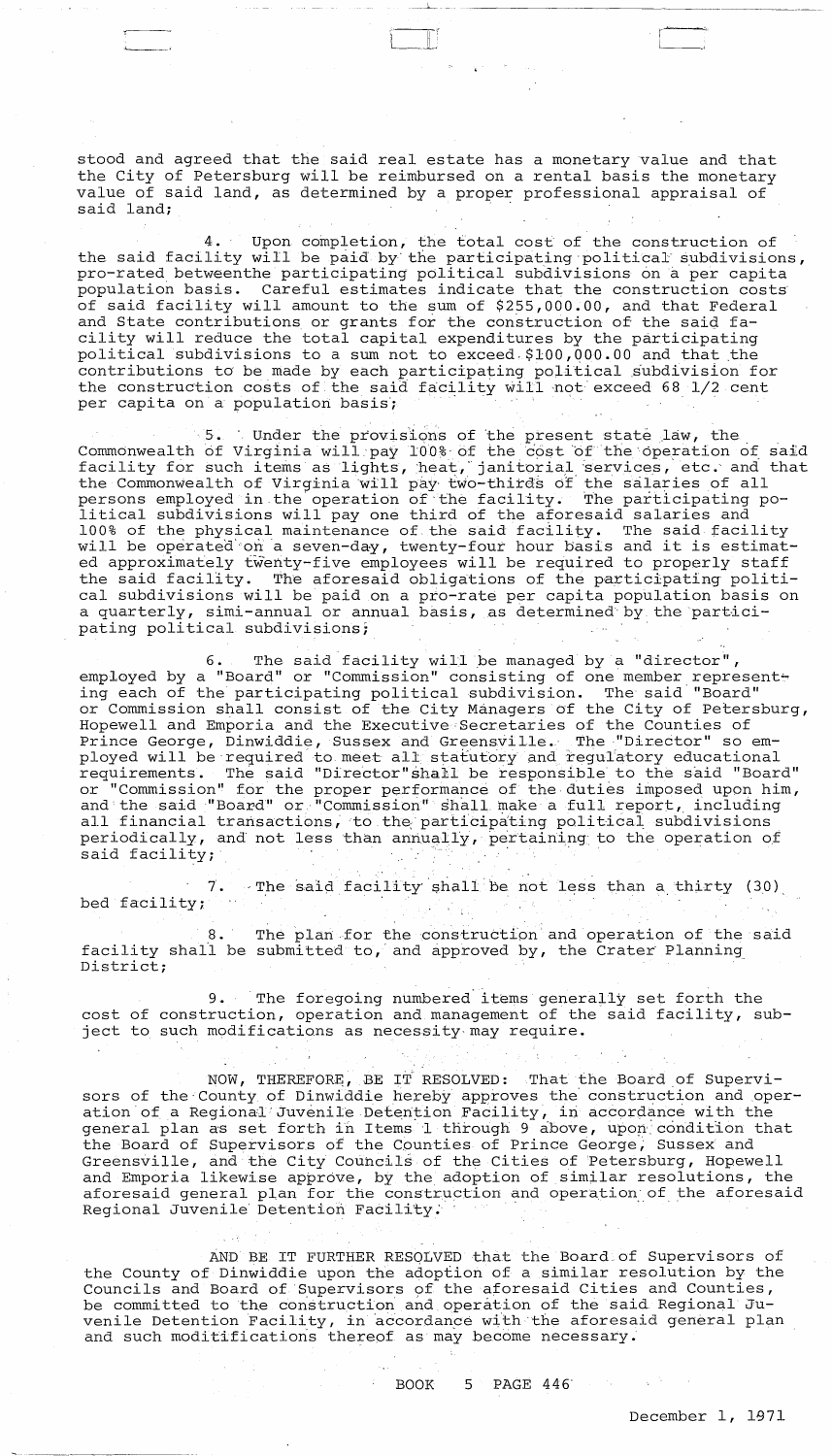stood and agreed that the said real estate has a monetary value and that the City of Petersburg will be reimbursed on a rental basis the monetary value of said land, as determined by a proper professional appraisal of said land;

4. Upon completion, the total cost of the construction of the said facility will be paid by the participating political subdivisions, pro-rated betweenthe participating political subdivisions on a per capita population basis. Careful estimates indicate that the construction costs of said facility will amount to the sum of $255,000.00, and that Federal and State contributions or grants for the construction of the said facility will reduce the total capital expenditures by the participating political subdivisions to a sum not to exceed $100,000.00 and that the contributions to be made by each participating political subdivision for the construction costs of the said facility will not exceed 68 1/2 cent per capita on a population basis;

5. Under the provisions of the present state law, the Commonwealth of Virginia will pay 100% of the cost of the operation of said facility for such items as lights, heat, janitorial services, etc. and that the Commonwealth of Virginia will pay two-thirds of the salaries of all persons employed in the operation of the facility. The participating political subdivisions will pay one third of the aforesaid salaries and 100% of the physical maintenance of the said facility. The said facility will be operated on a seven-day, twenty-four hour basis and it is estimated approximately twenty-five employees will be required to properly staff the said facility. The aforesaid obligations of the participating political subdivisions will be paid on a pro-rate per capita population basis on a quarterly, simi-annual or annual basis, as determined by the participating political subdivisions;

6. The said facility will be managed by a "director", employed by a "Board" or "Commission" consisting of one member representing each of the participating political subdivision. The said "Board" or Commission shall consist of the City Managers of the City of Petersburg, Hopewell and Emporia and the Executive Secretaries of the Counties of Prince George, Dinwiddie, Sussex and Greensville. The "Director" so employed will be required to meet all statutory and regulatory educational requirements. The said "Director" shall be responsible to the said "Board" or "Commission" for the proper performance of the duties imposed upon him, and the said "Board" or "Commission" shall make a full report, including all financial transactions, to the participating political subdivisions periodically, and not less than annually, pertaining to the operation of said facility;

7. The said facility shall be not less than a thirty (30) bed facility;

8. The plan for the construction and operation of the said facility shall be submitted to, and approved by, the Crater Planning District;

9. The foregoing numbered items generally set forth the cost of construction, operation and management of the said facility, subject to such modifications as necessity may require.

NOW, THEREFORE, BE IT RESOLVED: That the Board of Supervisors of the County of Dinwiddie hereby approves the construction and operation of a Regional Juvenile Detention Facility, in accordance with the general plan as set forth in Items 1 through 9 above, upon condition that the Board of Supervisors of the Counties of Prince George, Sussex and Greensville, and the City Councils of the Cities of Petersburg, Hopewell and Emporia likewise approve, by the adoption of similar resolutions, the aforesaid general plan for the construction and operation of the aforesaid Regional Juvenile Detention Facility.

AND BE IT FURTHER RESOLVED that the Board of Supervisors of the County of Dinwiddie upon the adoption of a similar resolution by the Councils and Board of Supervisors of the aforesaid Cities and Counties, be committed to the construction and operation of the said Regional Juvenile Detention Facility, in accordance with the aforesaid general plan and such moditifications thereof as may become necessary.

BOOK 5 PAGE 446

December 1, 1971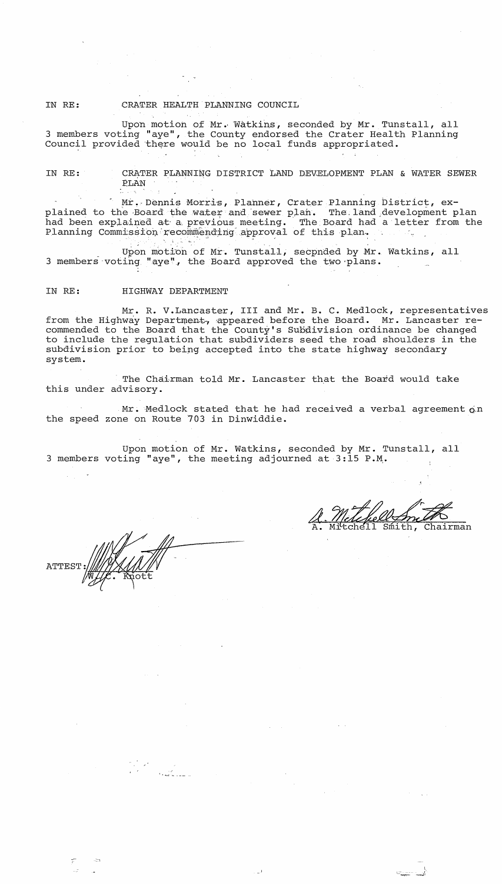IN RE: CRATER HEALTH PLANNING COUNCIL

Upon motion of Mr. Watkins, seconded by Mr. Tunstall, all 3 members voting "aye", the County endorsed the Crater Health Planning Council provided there would be no local funds appropriated.

IN RE: CRATER PLANNING DISTRICT LAND DEVELOPMENT PLAN & WATER SEWER PLAN

Mr. Dennis Morris, Planner, Crater Planning District, explained to the Board the water and sewer plan. The land development plan had been explained at a previous meeting. The Board had a letter from the Planning Commission recommending approval of this plan.

Upon motion of Mr. Tunstall, secpnded by Mr. Watkins, all 3 members voting "aye", the Board approved the two plans.

IN RE: HIGHWAY DEPARTMENT

Mr. R. V.Lancaster, III and Mr. B. C. Medlock, representatives from the Highway Department, appeared before the Board. Mr. Lancaster recommended to the Board that the County's Subdivision ordinance be changed to include the regulation that subdividers seed the road shoulders in the subdivision prior to being accepted into the state highway secondary system.

The Chairman told Mr. Lancaster that the Board would take this under advisory.

Mr. Medlock stated that he had received a verbal agreement on the speed zone on Route 703 in Dinwiddie.

Upon motion of Mr. Watkins, seconded by Mr. Tunstall, all 3 members voting "aye", the meeting adjourned at 3:15 P.M.

A. Mitchell Smith, Chairman

ATTEST: W. C. Knott